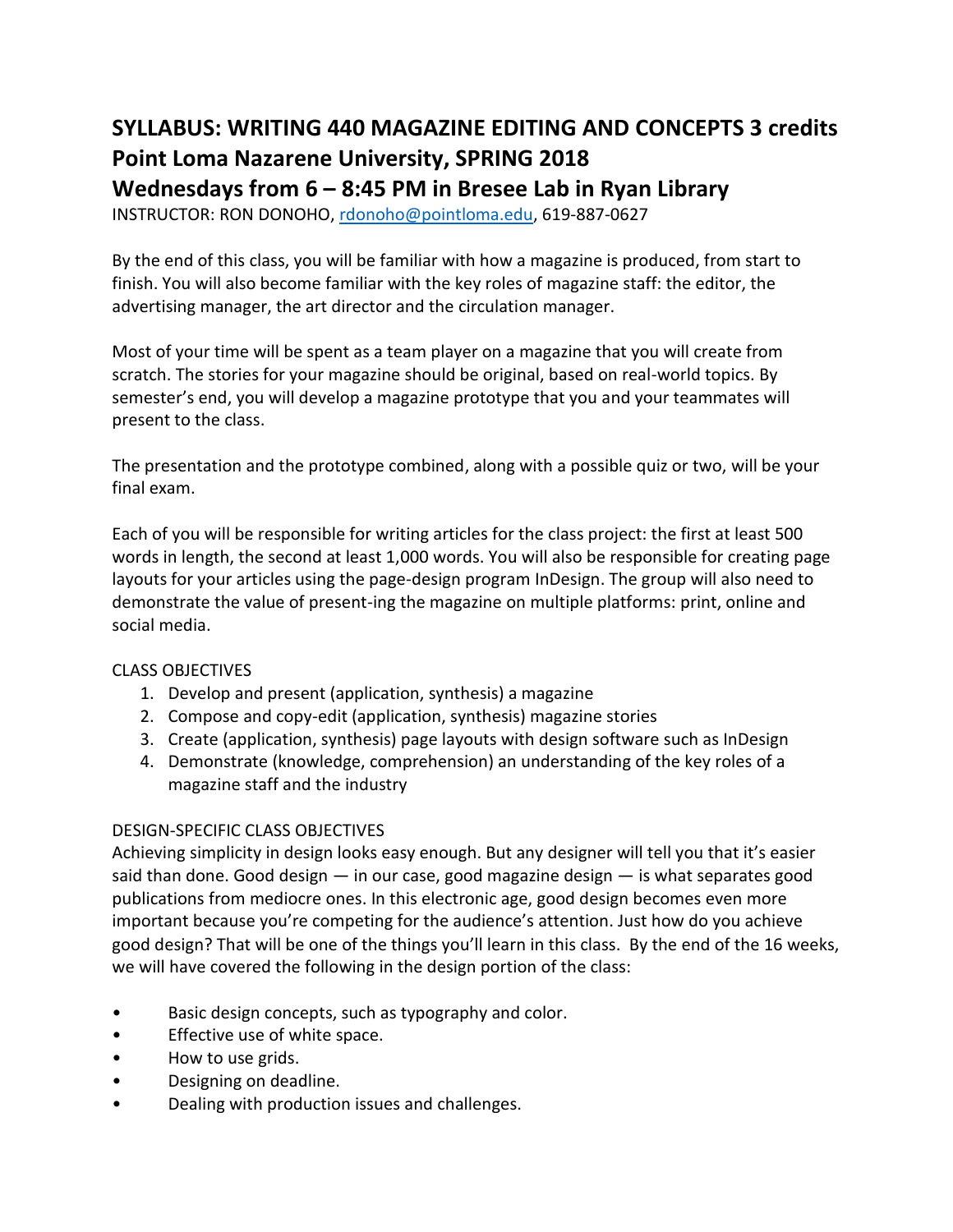# SYLLABUS: WRITING 440 MAGAZINE EDITING AND CONCEPTS 3 credits
# Point Loma Nazarene University, SPRING 2018
# Wednesdays from 6 – 8:45 PM in Bresee Lab in Ryan Library

INSTRUCTOR: RON DONOHO, rdonoho@pointloma.edu, 619-887-0627

By the end of this class, you will be familiar with how a magazine is produced, from start to finish. You will also become familiar with the key roles of magazine staff: the editor, the advertising manager, the art director and the circulation manager.

Most of your time will be spent as a team player on a magazine that you will create from scratch. The stories for your magazine should be original, based on real-world topics. By semester's end, you will develop a magazine prototype that you and your teammates will present to the class.

The presentation and the prototype combined, along with a possible quiz or two, will be your final exam.

Each of you will be responsible for writing articles for the class project: the first at least 500 words in length, the second at least 1,000 words. You will also be responsible for creating page layouts for your articles using the page-design program InDesign. The group will also need to demonstrate the value of present-ing the magazine on multiple platforms: print, online and social media.

CLASS OBJECTIVES

1. Develop and present (application, synthesis) a magazine
2. Compose and copy-edit (application, synthesis) magazine stories
3. Create (application, synthesis) page layouts with design software such as InDesign
4. Demonstrate (knowledge, comprehension) an understanding of the key roles of a magazine staff and the industry

DESIGN-SPECIFIC CLASS OBJECTIVES

Achieving simplicity in design looks easy enough. But any designer will tell you that it's easier said than done. Good design — in our case, good magazine design — is what separates good publications from mediocre ones. In this electronic age, good design becomes even more important because you're competing for the audience's attention. Just how do you achieve good design? That will be one of the things you'll learn in this class. By the end of the 16 weeks, we will have covered the following in the design portion of the class:

- Basic design concepts, such as typography and color.
- Effective use of white space.
- How to use grids.
- Designing on deadline.
- Dealing with production issues and challenges.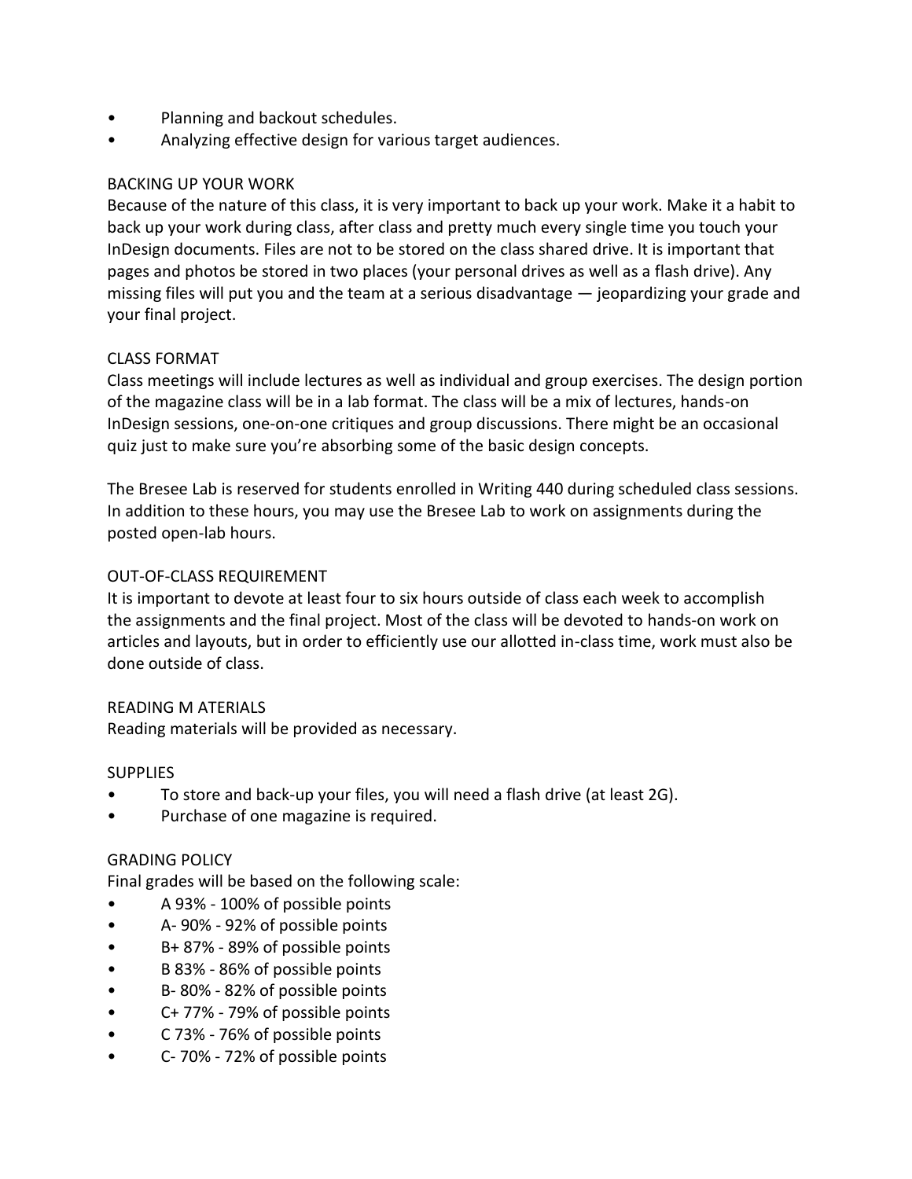- Planning and backout schedules.
- Analyzing effective design for various target audiences.

## BACKING UP YOUR WORK

Because of the nature of this class, it is very important to back up your work. Make it a habit to back up your work during class, after class and pretty much every single time you touch your InDesign documents. Files are not to be stored on the class shared drive. It is important that pages and photos be stored in two places (your personal drives as well as a flash drive). Any missing files will put you and the team at a serious disadvantage — jeopardizing your grade and your final project.

## CLASS FORMAT

Class meetings will include lectures as well as individual and group exercises. The design portion of the magazine class will be in a lab format. The class will be a mix of lectures, hands-on InDesign sessions, one-on-one critiques and group discussions. There might be an occasional quiz just to make sure you're absorbing some of the basic design concepts.

The Bresee Lab is reserved for students enrolled in Writing 440 during scheduled class sessions. In addition to these hours, you may use the Bresee Lab to work on assignments during the posted open-lab hours.

## OUT-OF-CLASS REQUIREMENT

It is important to devote at least four to six hours outside of class each week to accomplish the assignments and the final project. Most of the class will be devoted to hands-on work on articles and layouts, but in order to efficiently use our allotted in-class time, work must also be done outside of class.

## READING M ATERIALS

Reading materials will be provided as necessary.

## SUPPLIES

- To store and back-up your files, you will need a flash drive (at least 2G).
- Purchase of one magazine is required.

## GRADING POLICY

Final grades will be based on the following scale:

- A 93% - 100% of possible points
- A- 90% - 92% of possible points
- B+ 87% - 89% of possible points
- B 83% - 86% of possible points
- B- 80% - 82% of possible points
- C+ 77% - 79% of possible points
- C 73% - 76% of possible points
- C- 70% - 72% of possible points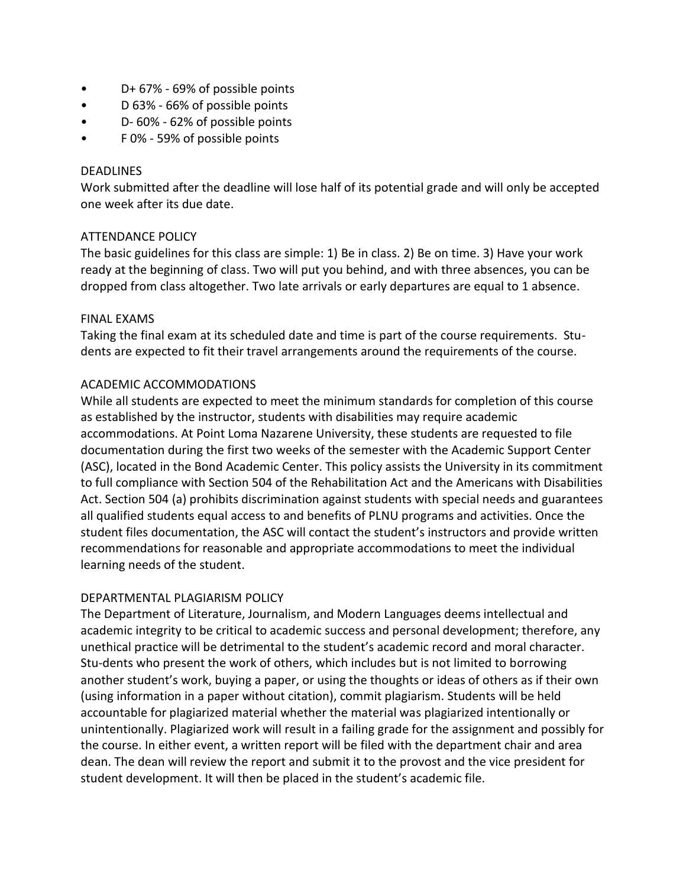- D+ 67% - 69% of possible points
- D 63% - 66% of possible points
- D- 60% - 62% of possible points
- F 0% - 59% of possible points

## DEADLINES

Work submitted after the deadline will lose half of its potential grade and will only be accepted one week after its due date.

## ATTENDANCE POLICY

The basic guidelines for this class are simple: 1) Be in class. 2) Be on time. 3) Have your work ready at the beginning of class. Two will put you behind, and with three absences, you can be dropped from class altogether. Two late arrivals or early departures are equal to 1 absence.

## FINAL EXAMS

Taking the final exam at its scheduled date and time is part of the course requirements. Stu-dents are expected to fit their travel arrangements around the requirements of the course.

## ACADEMIC ACCOMMODATIONS

While all students are expected to meet the minimum standards for completion of this course as established by the instructor, students with disabilities may require academic accommodations. At Point Loma Nazarene University, these students are requested to file documentation during the first two weeks of the semester with the Academic Support Center (ASC), located in the Bond Academic Center. This policy assists the University in its commitment to full compliance with Section 504 of the Rehabilitation Act and the Americans with Disabilities Act. Section 504 (a) prohibits discrimination against students with special needs and guarantees all qualified students equal access to and benefits of PLNU programs and activities. Once the student files documentation, the ASC will contact the student's instructors and provide written recommendations for reasonable and appropriate accommodations to meet the individual learning needs of the student.

## DEPARTMENTAL PLAGIARISM POLICY

The Department of Literature, Journalism, and Modern Languages deems intellectual and academic integrity to be critical to academic success and personal development; therefore, any unethical practice will be detrimental to the student's academic record and moral character. Stu-dents who present the work of others, which includes but is not limited to borrowing another student's work, buying a paper, or using the thoughts or ideas of others as if their own (using information in a paper without citation), commit plagiarism. Students will be held accountable for plagiarized material whether the material was plagiarized intentionally or unintentionally. Plagiarized work will result in a failing grade for the assignment and possibly for the course. In either event, a written report will be filed with the department chair and area dean. The dean will review the report and submit it to the provost and the vice president for student development. It will then be placed in the student's academic file.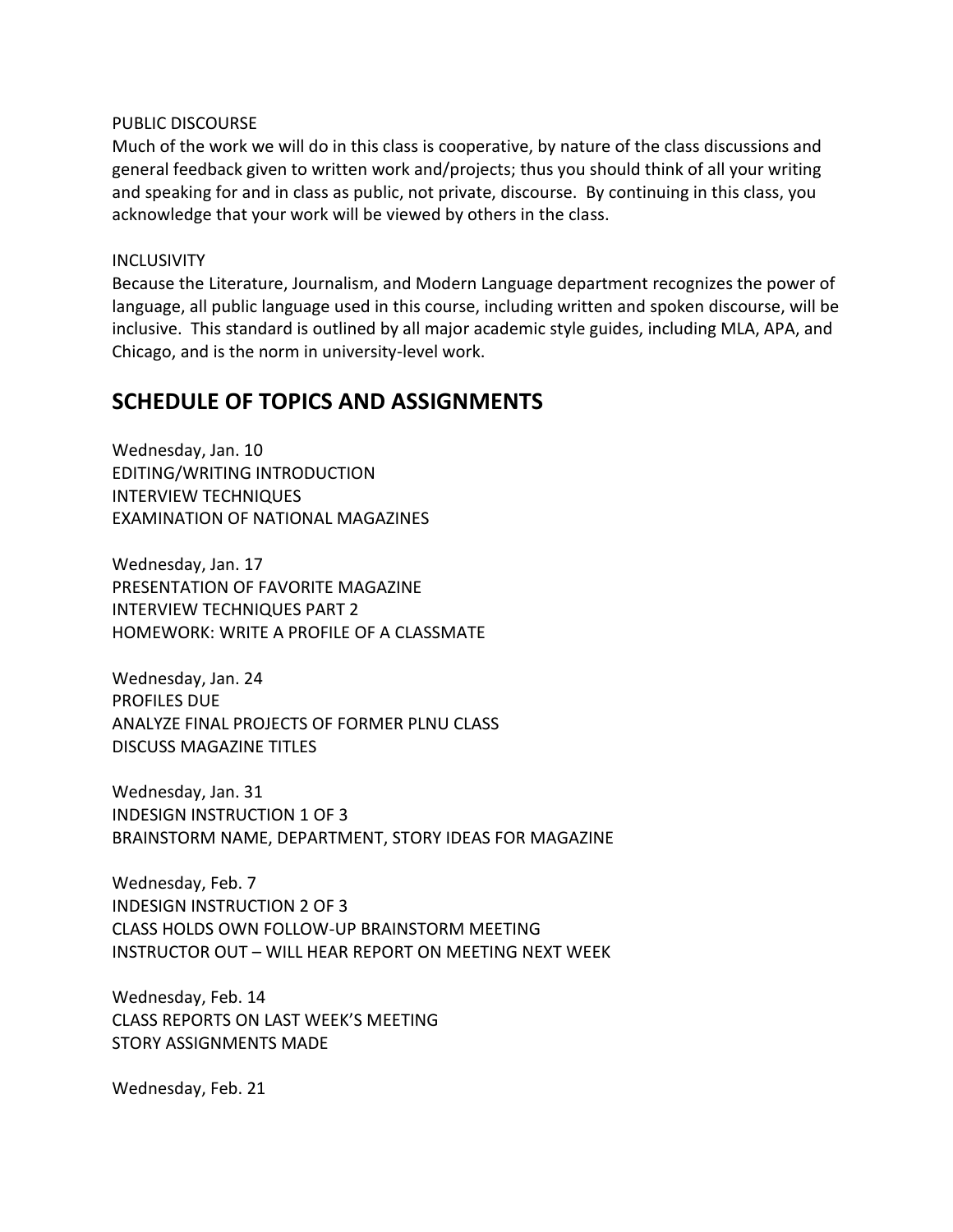PUBLIC DISCOURSE

Much of the work we will do in this class is cooperative, by nature of the class discussions and general feedback given to written work and/projects; thus you should think of all your writing and speaking for and in class as public, not private, discourse. By continuing in this class, you acknowledge that your work will be viewed by others in the class.

INCLUSIVITY

Because the Literature, Journalism, and Modern Language department recognizes the power of language, all public language used in this course, including written and spoken discourse, will be inclusive. This standard is outlined by all major academic style guides, including MLA, APA, and Chicago, and is the norm in university-level work.

## SCHEDULE OF TOPICS AND ASSIGNMENTS

Wednesday, Jan. 10
EDITING/WRITING INTRODUCTION
INTERVIEW TECHNIQUES
EXAMINATION OF NATIONAL MAGAZINES

Wednesday, Jan. 17
PRESENTATION OF FAVORITE MAGAZINE
INTERVIEW TECHNIQUES PART 2
HOMEWORK: WRITE A PROFILE OF A CLASSMATE

Wednesday, Jan. 24
PROFILES DUE
ANALYZE FINAL PROJECTS OF FORMER PLNU CLASS
DISCUSS MAGAZINE TITLES

Wednesday, Jan. 31
INDESIGN INSTRUCTION 1 OF 3
BRAINSTORM NAME, DEPARTMENT, STORY IDEAS FOR MAGAZINE

Wednesday, Feb. 7
INDESIGN INSTRUCTION 2 OF 3
CLASS HOLDS OWN FOLLOW-UP BRAINSTORM MEETING
INSTRUCTOR OUT – WILL HEAR REPORT ON MEETING NEXT WEEK

Wednesday, Feb. 14
CLASS REPORTS ON LAST WEEK'S MEETING
STORY ASSIGNMENTS MADE

Wednesday, Feb. 21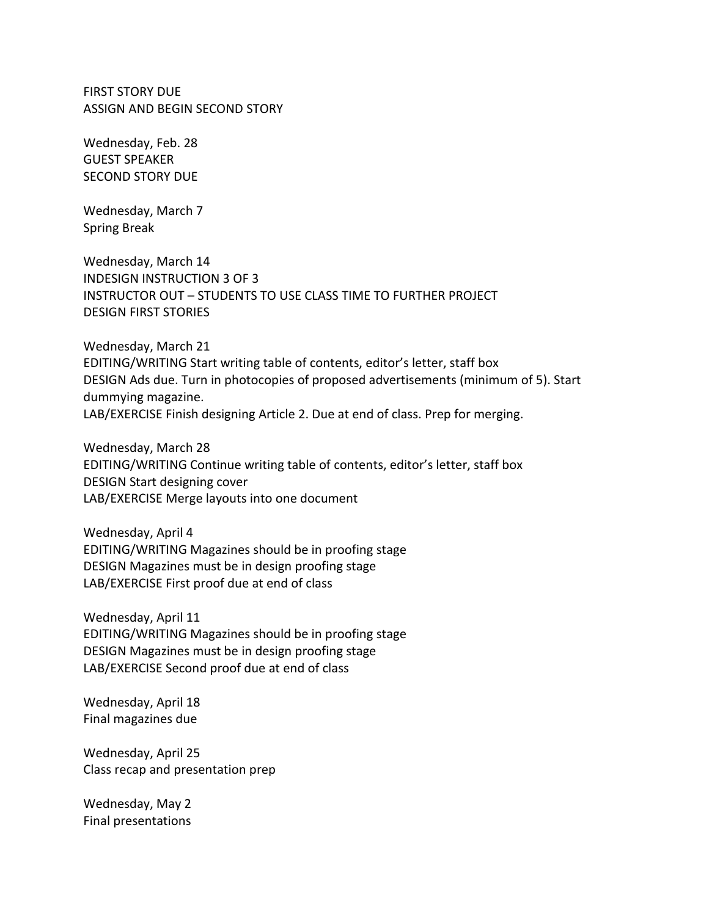FIRST STORY DUE
ASSIGN AND BEGIN SECOND STORY

Wednesday, Feb. 28
GUEST SPEAKER
SECOND STORY DUE

Wednesday, March 7
Spring Break

Wednesday, March 14
INDESIGN INSTRUCTION 3 OF 3
INSTRUCTOR OUT – STUDENTS TO USE CLASS TIME TO FURTHER PROJECT
DESIGN FIRST STORIES

Wednesday, March 21
EDITING/WRITING Start writing table of contents, editor's letter, staff box
DESIGN Ads due. Turn in photocopies of proposed advertisements (minimum of 5). Start dummying magazine.
LAB/EXERCISE Finish designing Article 2. Due at end of class. Prep for merging.

Wednesday, March 28
EDITING/WRITING Continue writing table of contents, editor's letter, staff box
DESIGN Start designing cover
LAB/EXERCISE Merge layouts into one document

Wednesday, April 4
EDITING/WRITING Magazines should be in proofing stage
DESIGN Magazines must be in design proofing stage
LAB/EXERCISE First proof due at end of class

Wednesday, April 11
EDITING/WRITING Magazines should be in proofing stage
DESIGN Magazines must be in design proofing stage
LAB/EXERCISE Second proof due at end of class

Wednesday, April 18
Final magazines due

Wednesday, April 25
Class recap and presentation prep

Wednesday, May 2
Final presentations